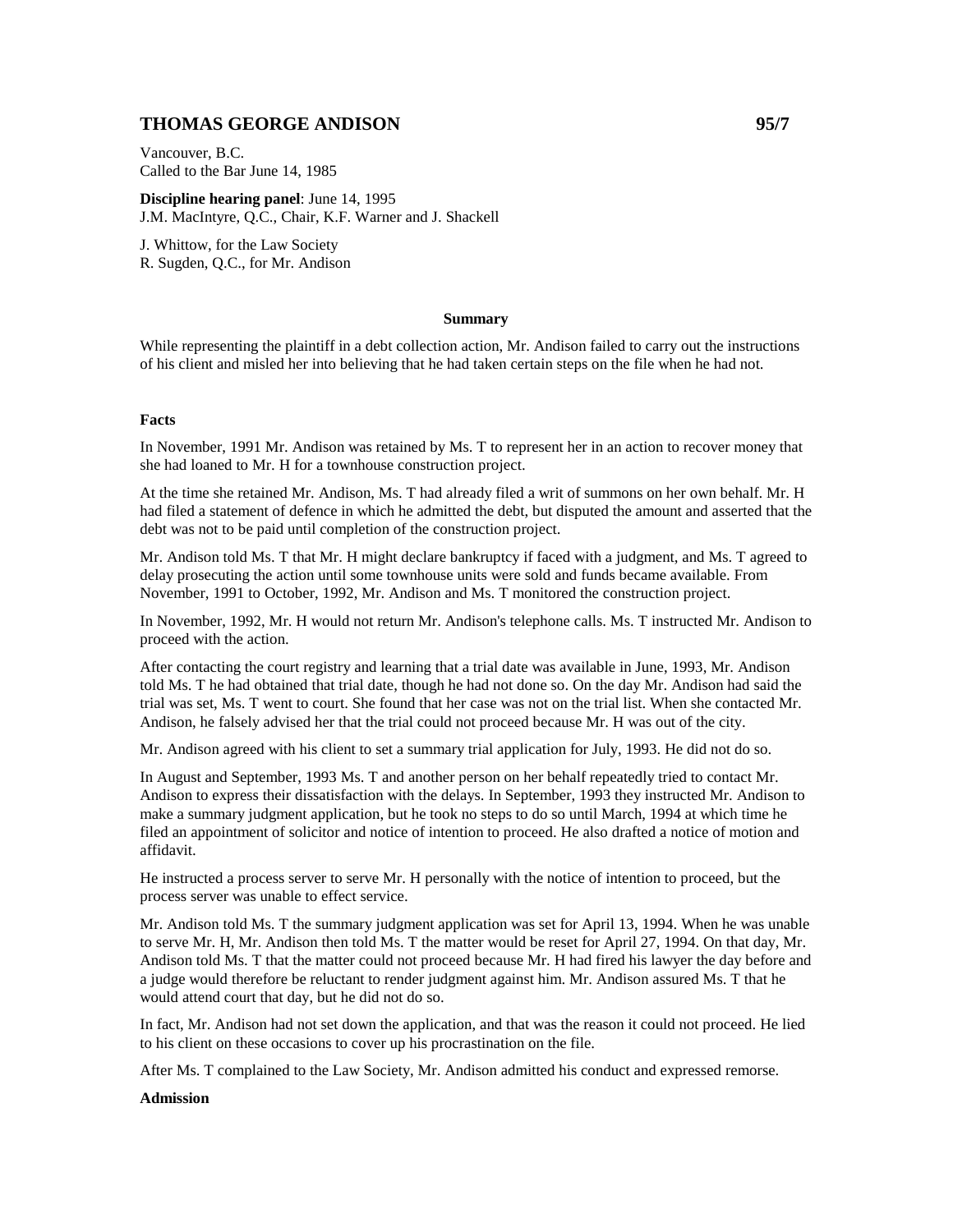# THOMAS GEORGE ANDISON 95/7

Vancouver, B.C.
Called to the Bar June 14, 1985

**Discipline hearing panel**: June 14, 1995
J.M. MacIntyre, Q.C., Chair, K.F. Warner and J. Shackell

J. Whittow, for the Law Society
R. Sugden, Q.C., for Mr. Andison

## Summary

While representing the plaintiff in a debt collection action, Mr. Andison failed to carry out the instructions of his client and misled her into believing that he had taken certain steps on the file when he had not.

### Facts

In November, 1991 Mr. Andison was retained by Ms. T to represent her in an action to recover money that she had loaned to Mr. H for a townhouse construction project.

At the time she retained Mr. Andison, Ms. T had already filed a writ of summons on her own behalf. Mr. H had filed a statement of defence in which he admitted the debt, but disputed the amount and asserted that the debt was not to be paid until completion of the construction project.

Mr. Andison told Ms. T that Mr. H might declare bankruptcy if faced with a judgment, and Ms. T agreed to delay prosecuting the action until some townhouse units were sold and funds became available. From November, 1991 to October, 1992, Mr. Andison and Ms. T monitored the construction project.

In November, 1992, Mr. H would not return Mr. Andison's telephone calls. Ms. T instructed Mr. Andison to proceed with the action.

After contacting the court registry and learning that a trial date was available in June, 1993, Mr. Andison told Ms. T he had obtained that trial date, though he had not done so. On the day Mr. Andison had said the trial was set, Ms. T went to court. She found that her case was not on the trial list. When she contacted Mr. Andison, he falsely advised her that the trial could not proceed because Mr. H was out of the city.

Mr. Andison agreed with his client to set a summary trial application for July, 1993. He did not do so.

In August and September, 1993 Ms. T and another person on her behalf repeatedly tried to contact Mr. Andison to express their dissatisfaction with the delays. In September, 1993 they instructed Mr. Andison to make a summary judgment application, but he took no steps to do so until March, 1994 at which time he filed an appointment of solicitor and notice of intention to proceed. He also drafted a notice of motion and affidavit.

He instructed a process server to serve Mr. H personally with the notice of intention to proceed, but the process server was unable to effect service.

Mr. Andison told Ms. T the summary judgment application was set for April 13, 1994. When he was unable to serve Mr. H, Mr. Andison then told Ms. T the matter would be reset for April 27, 1994. On that day, Mr. Andison told Ms. T that the matter could not proceed because Mr. H had fired his lawyer the day before and a judge would therefore be reluctant to render judgment against him. Mr. Andison assured Ms. T that he would attend court that day, but he did not do so.

In fact, Mr. Andison had not set down the application, and that was the reason it could not proceed. He lied to his client on these occasions to cover up his procrastination on the file.

After Ms. T complained to the Law Society, Mr. Andison admitted his conduct and expressed remorse.

### Admission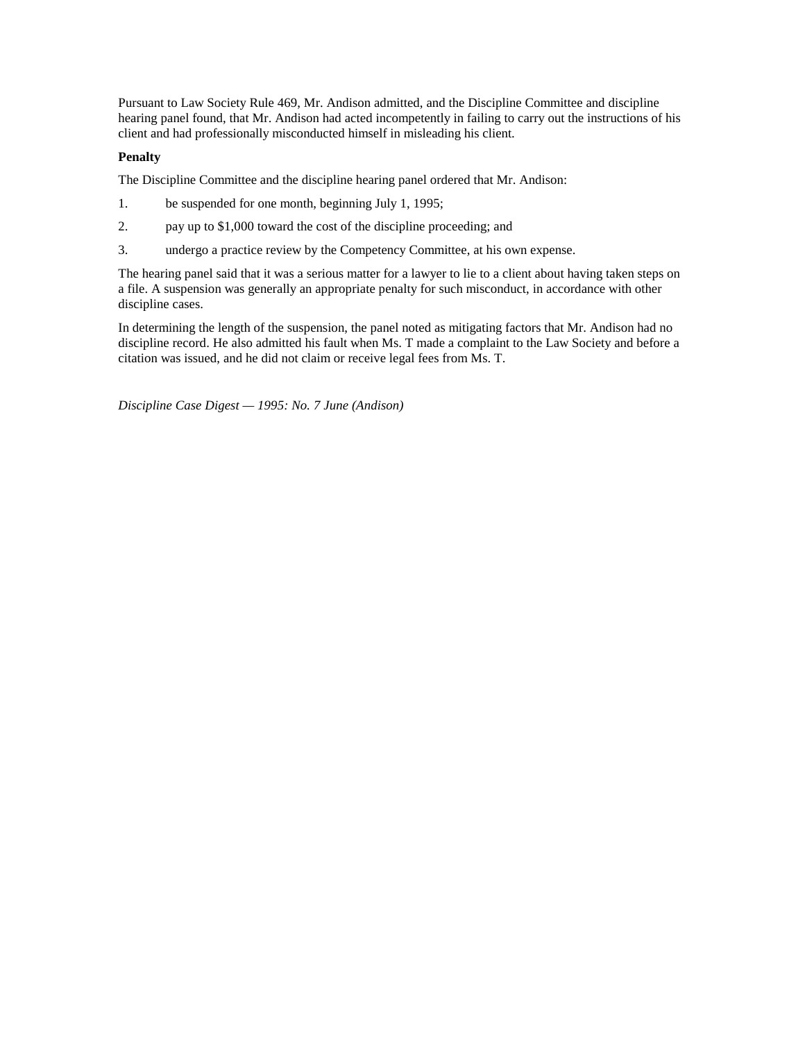Pursuant to Law Society Rule 469, Mr. Andison admitted, and the Discipline Committee and discipline hearing panel found, that Mr. Andison had acted incompetently in failing to carry out the instructions of his client and had professionally misconducted himself in misleading his client.

**Penalty**

The Discipline Committee and the discipline hearing panel ordered that Mr. Andison:

1. be suspended for one month, beginning July 1, 1995;
2. pay up to $1,000 toward the cost of the discipline proceeding; and
3. undergo a practice review by the Competency Committee, at his own expense.

The hearing panel said that it was a serious matter for a lawyer to lie to a client about having taken steps on a file. A suspension was generally an appropriate penalty for such misconduct, in accordance with other discipline cases.

In determining the length of the suspension, the panel noted as mitigating factors that Mr. Andison had no discipline record. He also admitted his fault when Ms. T made a complaint to the Law Society and before a citation was issued, and he did not claim or receive legal fees from Ms. T.

*Discipline Case Digest — 1995: No. 7 June (Andison)*